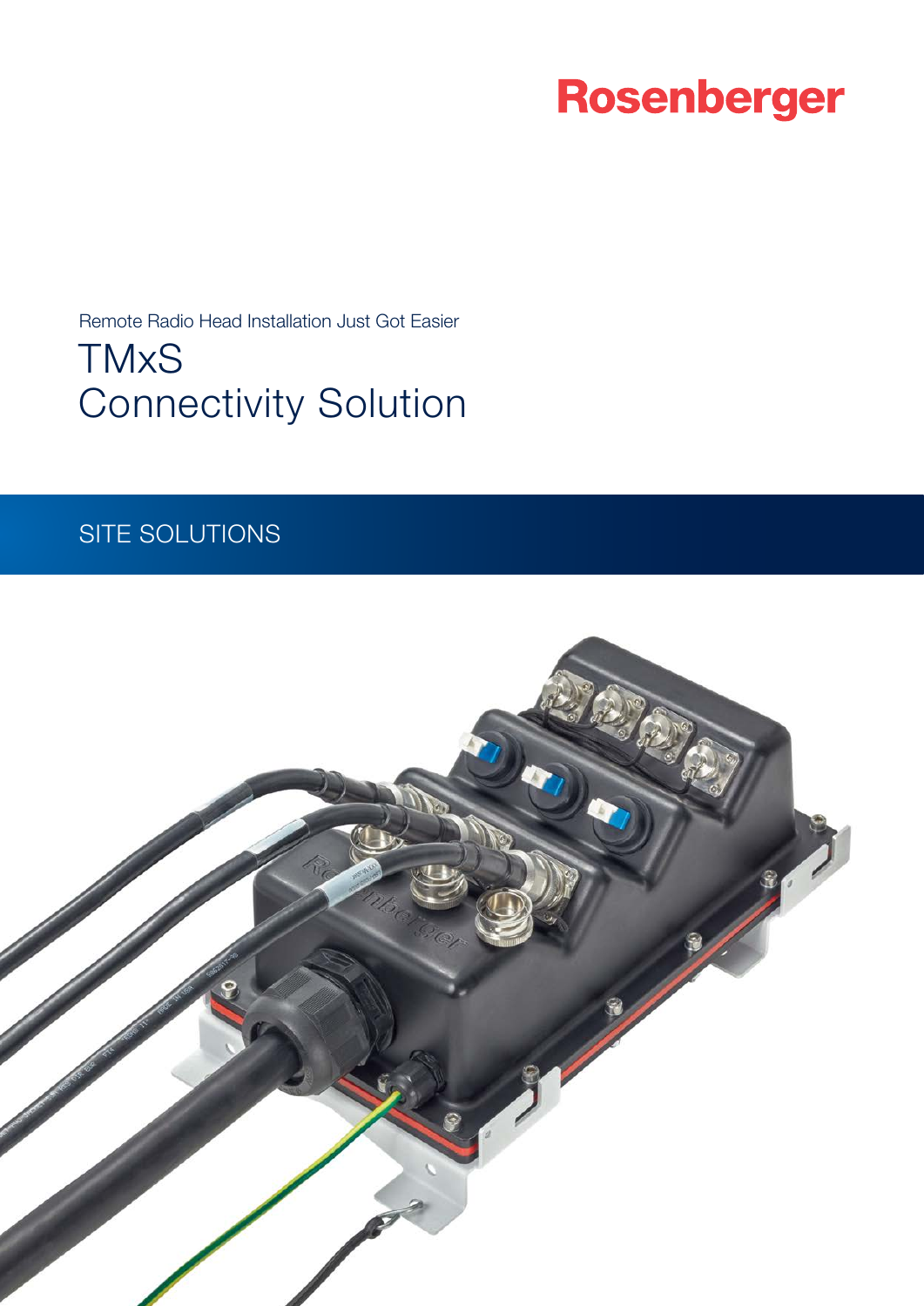Rosenberger

Remote Radio Head Installation Just Got Easier

# TMxS Connectivity Solution

SITE SOLUTIONS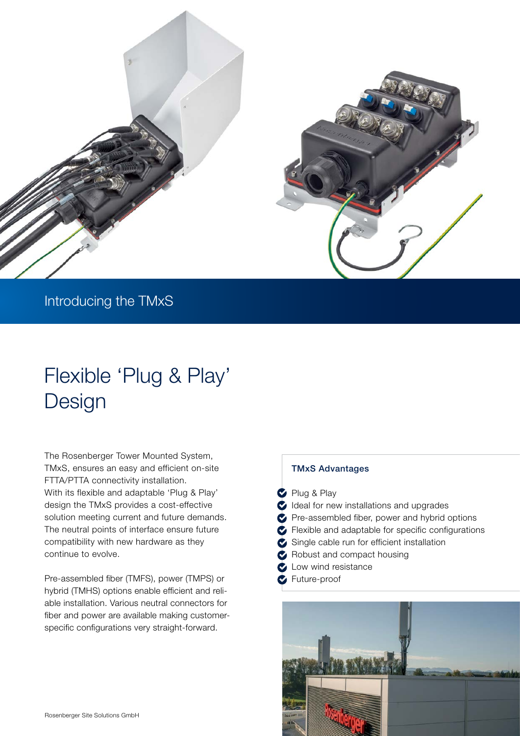## Introducing the TMxS

# Flexible 'Plug & Play' Design

The Rosenberger Tower Mounted System, TMxS, ensures an easy and efficient on-site FTTA/PTTA connectivity installation. With its flexible and adaptable 'Plug & Play' design the TMxS provides a cost-effective solution meeting current and future demands. The neutral points of interface ensure future compatibility with new hardware as they continue to evolve.

Pre-assembled fiber (TMFS), power (TMPS) or hybrid (TMHS) options enable efficient and reliable installation. Various neutral connectors for fiber and power are available making customer-specific configurations very straight-forward.

### TMxS Advantages

- Plug & Play
- Ideal for new installations and upgrades
- Pre-assembled fiber, power and hybrid options
- Flexible and adaptable for specific configurations
- Single cable run for efficient installation
- Robust and compact housing
- Low wind resistance
- Future-proof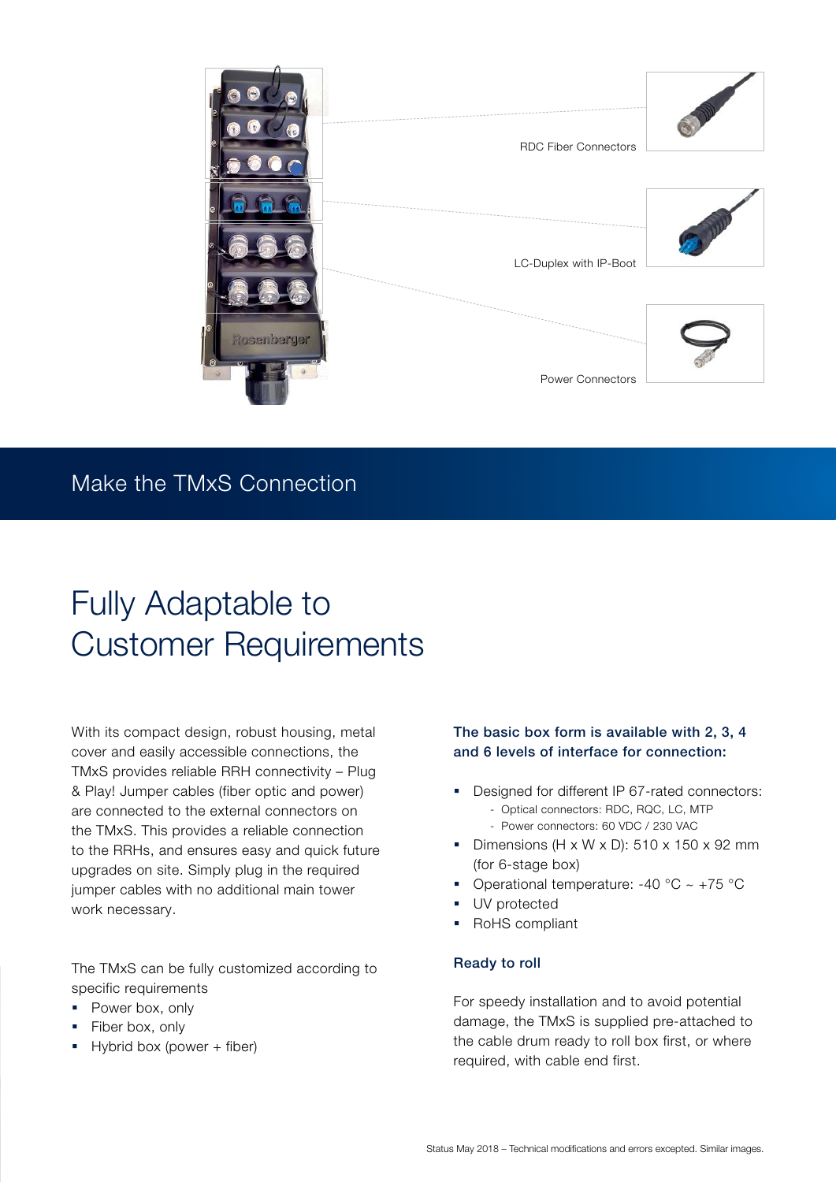RDC Fiber Connectors

LC-Duplex with IP-Boot

Power Connectors

## Make the TMxS Connection

# Fully Adaptable to Customer Requirements

With its compact design, robust housing, metal cover and easily accessible connections, the TMxS provides reliable RRH connectivity – Plug & Play! Jumper cables (fiber optic and power) are connected to the external connectors on the TMxS. This provides a reliable connection to the RRHs, and ensures easy and quick future upgrades on site. Simply plug in the required jumper cables with no additional main tower work necessary.

The TMxS can be fully customized according to specific requirements

- Power box, only
- Fiber box, only
- Hybrid box (power + fiber)

**The basic box form is available with 2, 3, 4 and 6 levels of interface for connection:**

- Designed for different IP 67-rated connectors:
  - Optical connectors: RDC, RQC, LC, MTP
  - Power connectors: 60 VDC / 230 VAC
- Dimensions (H x W x D): 510 x 150 x 92 mm (for 6-stage box)
- Operational temperature: -40 °C ~ +75 °C
- UV protected
- RoHS compliant

**Ready to roll**

For speedy installation and to avoid potential damage, the TMxS is supplied pre-attached to the cable drum ready to roll box first, or where required, with cable end first.

Status May 2018 – Technical modifications and errors excepted. Similar images.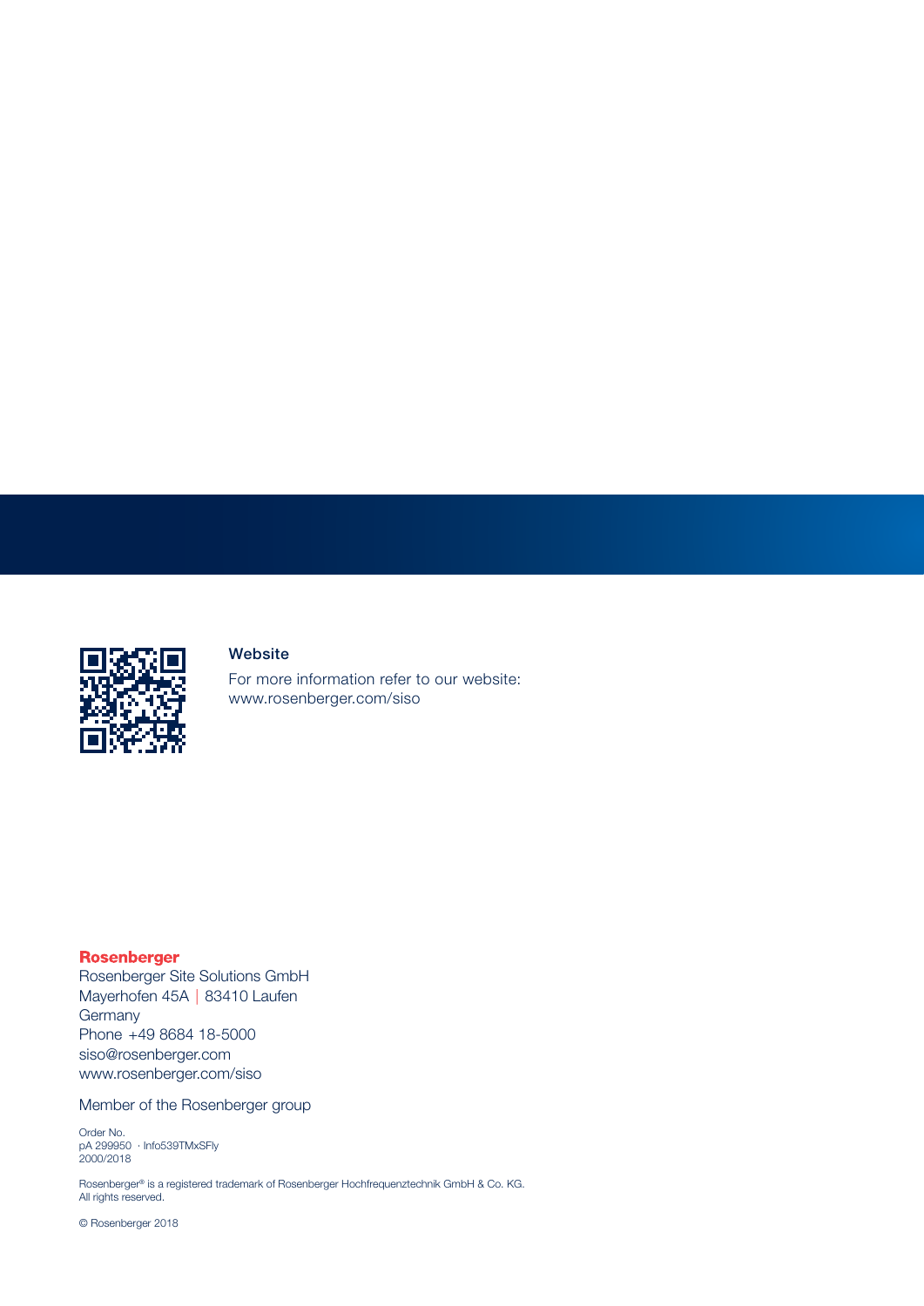### Website

For more information refer to our website:
www.rosenberger.com/siso

**Rosenberger**
Rosenberger Site Solutions GmbH
Mayerhofen 45A | 83410 Laufen
Germany
Phone +49 8684 18-5000
siso@rosenberger.com
www.rosenberger.com/siso

Member of the Rosenberger group

Order No.
pA 299950 · Info539TMxSFly
2000/2018

Rosenberger® is a registered trademark of Rosenberger Hochfrequenztechnik GmbH & Co. KG.
All rights reserved.

© Rosenberger 2018